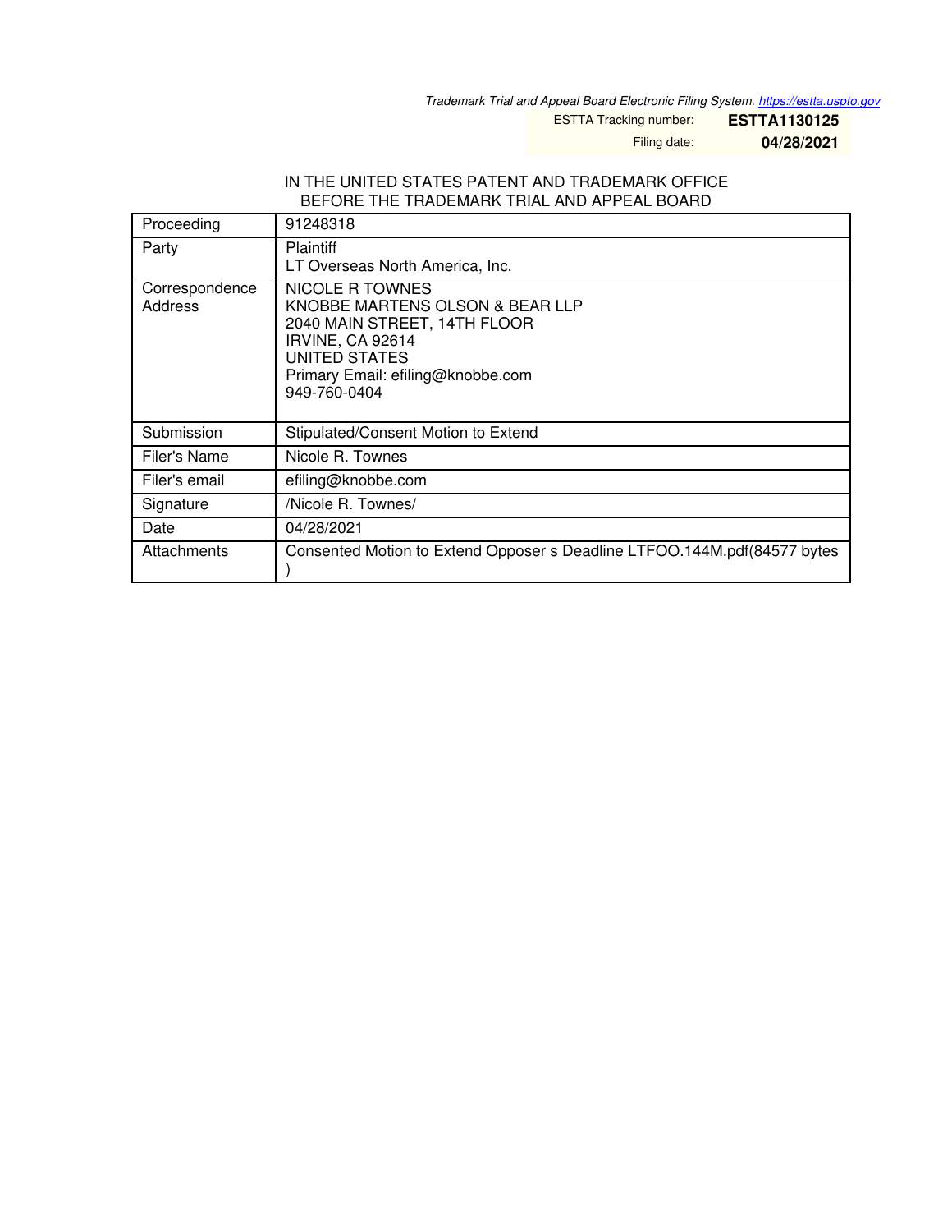*Trademark Trial and Appeal Board Electronic Filing System. https://estta.uspto.gov*

ESTTA Tracking number: **ESTTA1130125**

Filing date: **04/28/2021**

IN THE UNITED STATES PATENT AND TRADEMARK OFFICE
BEFORE THE TRADEMARK TRIAL AND APPEAL BOARD

| | |
|---|---|
| Proceeding | 91248318 |
| Party | Plaintiff<br>LT Overseas North America, Inc. |
| Correspondence Address | NICOLE R TOWNES<br>KNOBBE MARTENS OLSON & BEAR LLP<br>2040 MAIN STREET, 14TH FLOOR<br>IRVINE, CA 92614<br>UNITED STATES<br>Primary Email: efiling@knobbe.com<br>949-760-0404 |
| Submission | Stipulated/Consent Motion to Extend |
| Filer's Name | Nicole R. Townes |
| Filer's email | efiling@knobbe.com |
| Signature | /Nicole R. Townes/ |
| Date | 04/28/2021 |
| Attachments | Consented Motion to Extend Opposer s Deadline LTFOO.144M.pdf(84577 bytes ) |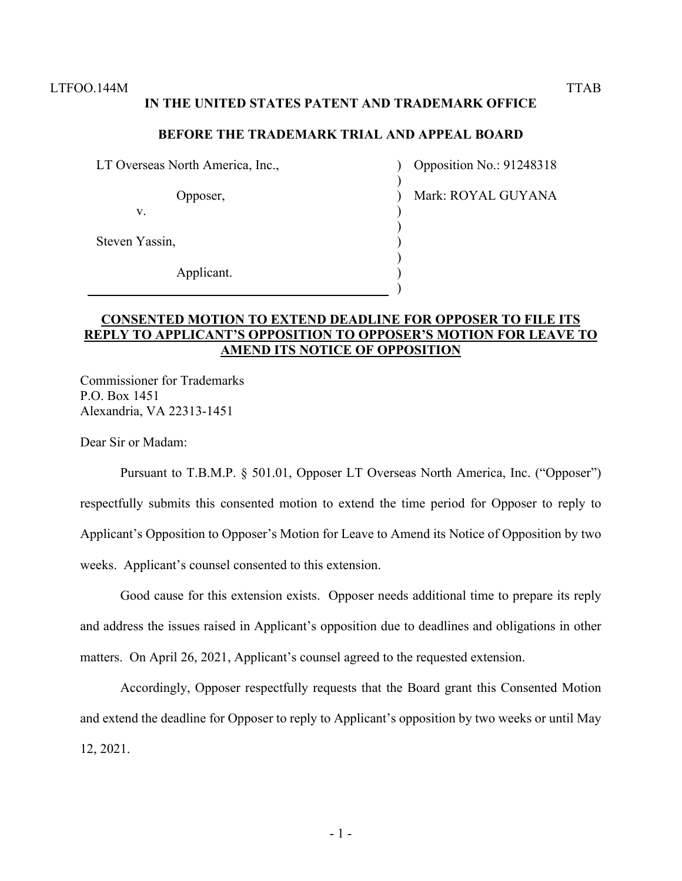LTFOO.144M TTAB

**IN THE UNITED STATES PATENT AND TRADEMARK OFFICE**

**BEFORE THE TRADEMARK TRIAL AND APPEAL BOARD**

| | |
|---|---|
| LT Overseas North America, Inc., | Opposition No.: 91248318 |
| Opposer, | Mark: ROYAL GUYANA |
| v. | |
| Steven Yassin, | |
| Applicant. | |

**CONSENTED MOTION TO EXTEND DEADLINE FOR OPPOSER TO FILE ITS REPLY TO APPLICANT'S OPPOSITION TO OPPOSER'S MOTION FOR LEAVE TO AMEND ITS NOTICE OF OPPOSITION**

Commissioner for Trademarks
P.O. Box 1451
Alexandria, VA 22313-1451

Dear Sir or Madam:

Pursuant to T.B.M.P. § 501.01, Opposer LT Overseas North America, Inc. ("Opposer") respectfully submits this consented motion to extend the time period for Opposer to reply to Applicant's Opposition to Opposer's Motion for Leave to Amend its Notice of Opposition by two weeks. Applicant's counsel consented to this extension.

Good cause for this extension exists. Opposer needs additional time to prepare its reply and address the issues raised in Applicant's opposition due to deadlines and obligations in other matters. On April 26, 2021, Applicant's counsel agreed to the requested extension.

Accordingly, Opposer respectfully requests that the Board grant this Consented Motion and extend the deadline for Opposer to reply to Applicant's opposition by two weeks or until May 12, 2021.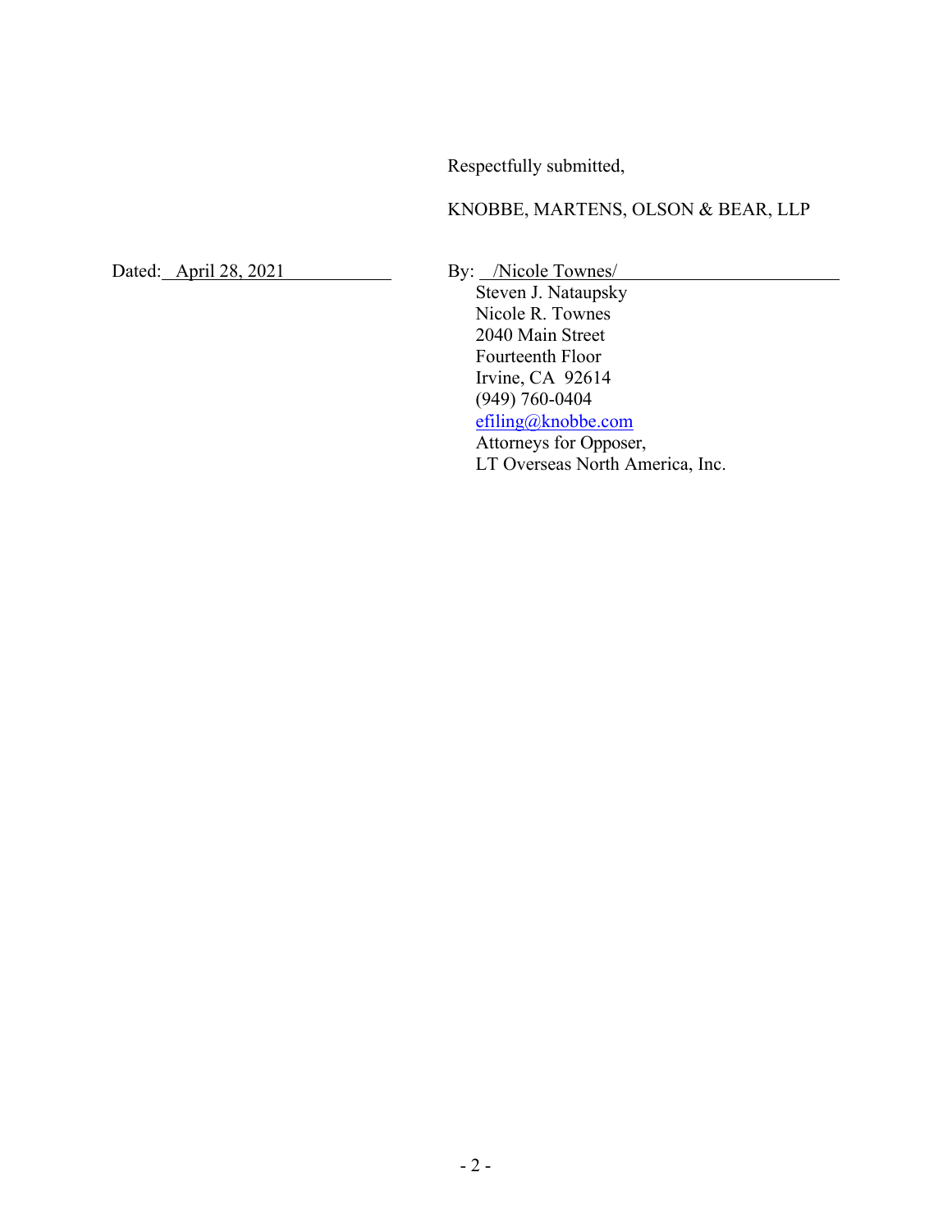Respectfully submitted,

KNOBBE, MARTENS, OLSON & BEAR, LLP

Dated: April 28, 2021

By: /Nicole Townes/

Steven J. Nataupsky
Nicole R. Townes
2040 Main Street
Fourteenth Floor
Irvine, CA 92614
(949) 760-0404
efiling@knobbe.com
Attorneys for Opposer,
LT Overseas North America, Inc.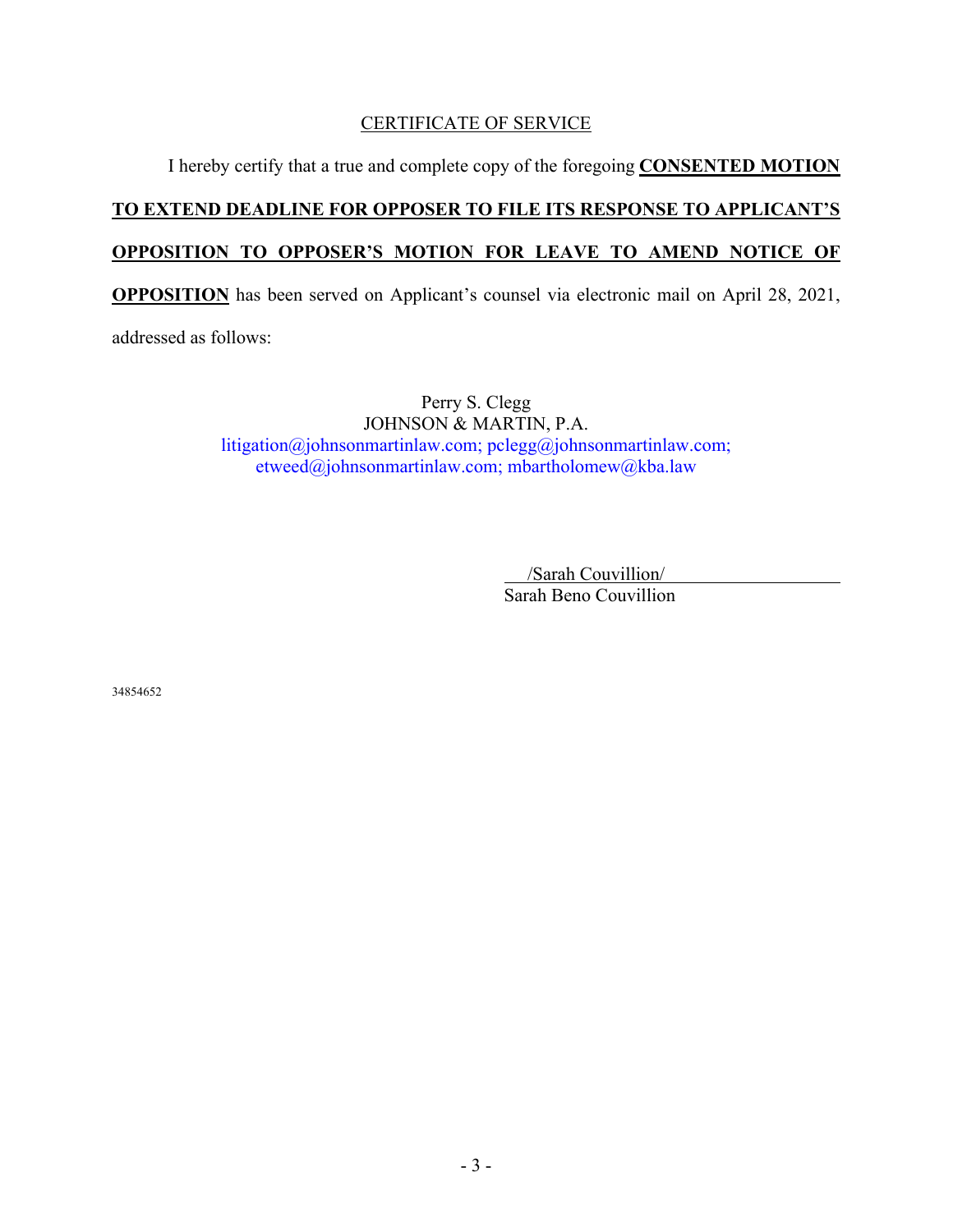CERTIFICATE OF SERVICE

I hereby certify that a true and complete copy of the foregoing **CONSENTED MOTION TO EXTEND DEADLINE FOR OPPOSER TO FILE ITS RESPONSE TO APPLICANT'S OPPOSITION TO OPPOSER'S MOTION FOR LEAVE TO AMEND NOTICE OF OPPOSITION** has been served on Applicant's counsel via electronic mail on April 28, 2021, addressed as follows:

Perry S. Clegg
JOHNSON & MARTIN, P.A.
litigation@johnsonmartinlaw.com; pclegg@johnsonmartinlaw.com; etweed@johnsonmartinlaw.com; mbartholomew@kba.law

/Sarah Couvillion/
Sarah Beno Couvillion

34854652